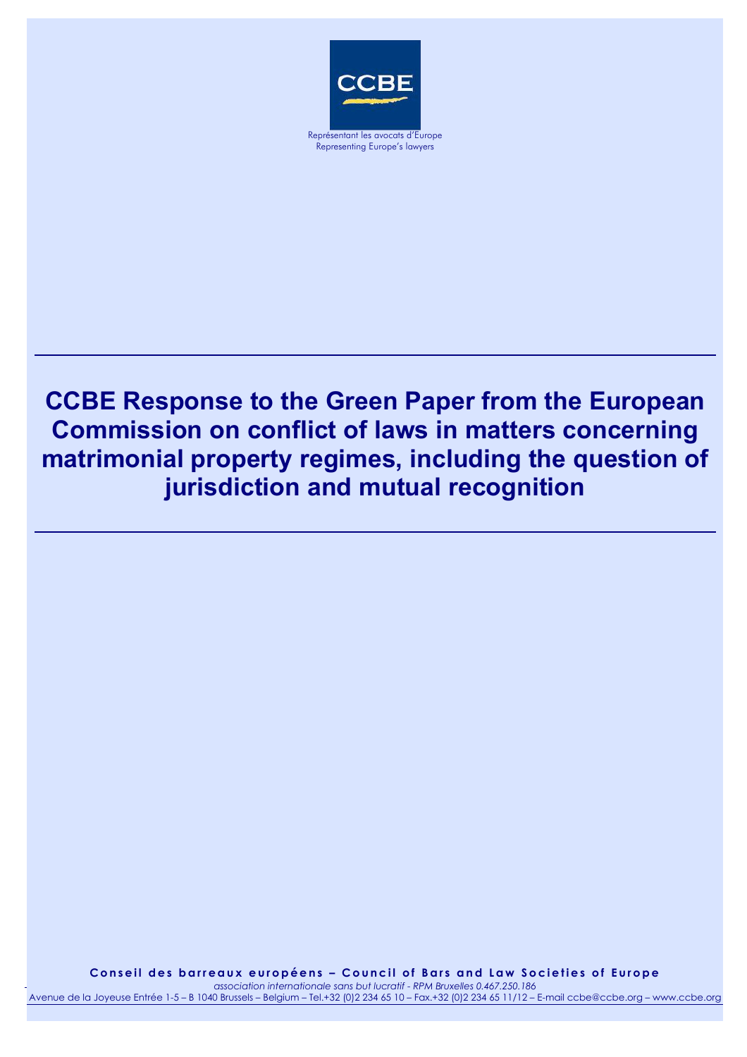CCBE

Représentant les avocats d'Europe
Representing Europe's lawyers

# CCBE Response to the Green Paper from the European Commission on conflict of laws in matters concerning matrimonial property regimes, including the question of jurisdiction and mutual recognition

**Conseil des barreaux européens – Council of Bars and Law Societies of Europe**

*association internationale sans but lucratif - RPM Bruxelles 0.467.250.186*

Avenue de la Joyeuse Entrée 1-5 – B 1040 Brussels – Belgium – Tel.+32 (0)2 234 65 10 – Fax.+32 (0)2 234 65 11/12 – E-mail ccbe@ccbe.org – www.ccbe.org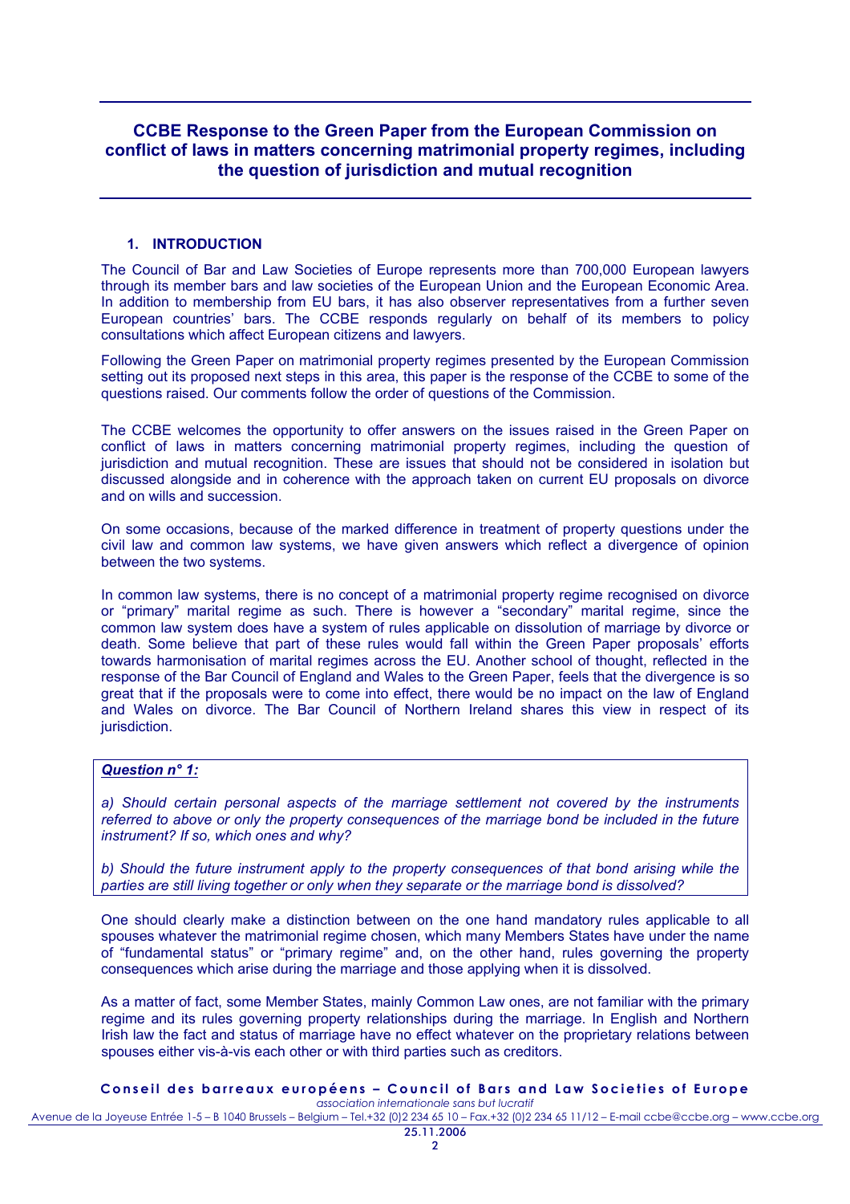## CCBE Response to the Green Paper from the European Commission on conflict of laws in matters concerning matrimonial property regimes, including the question of jurisdiction and mutual recognition

### 1. INTRODUCTION

The Council of Bar and Law Societies of Europe represents more than 700,000 European lawyers through its member bars and law societies of the European Union and the European Economic Area. In addition to membership from EU bars, it has also observer representatives from a further seven European countries' bars. The CCBE responds regularly on behalf of its members to policy consultations which affect European citizens and lawyers.

Following the Green Paper on matrimonial property regimes presented by the European Commission setting out its proposed next steps in this area, this paper is the response of the CCBE to some of the questions raised. Our comments follow the order of questions of the Commission.

The CCBE welcomes the opportunity to offer answers on the issues raised in the Green Paper on conflict of laws in matters concerning matrimonial property regimes, including the question of jurisdiction and mutual recognition. These are issues that should not be considered in isolation but discussed alongside and in coherence with the approach taken on current EU proposals on divorce and on wills and succession.

On some occasions, because of the marked difference in treatment of property questions under the civil law and common law systems, we have given answers which reflect a divergence of opinion between the two systems.

In common law systems, there is no concept of a matrimonial property regime recognised on divorce or "primary" marital regime as such. There is however a "secondary" marital regime, since the common law system does have a system of rules applicable on dissolution of marriage by divorce or death. Some believe that part of these rules would fall within the Green Paper proposals' efforts towards harmonisation of marital regimes across the EU. Another school of thought, reflected in the response of the Bar Council of England and Wales to the Green Paper, feels that the divergence is so great that if the proposals were to come into effect, there would be no impact on the law of England and Wales on divorce. The Bar Council of Northern Ireland shares this view in respect of its jurisdiction.

***Question n° 1:***

*a) Should certain personal aspects of the marriage settlement not covered by the instruments referred to above or only the property consequences of the marriage bond be included in the future instrument? If so, which ones and why?*

*b) Should the future instrument apply to the property consequences of that bond arising while the parties are still living together or only when they separate or the marriage bond is dissolved?*

One should clearly make a distinction between on the one hand mandatory rules applicable to all spouses whatever the matrimonial regime chosen, which many Members States have under the name of "fundamental status" or "primary regime" and, on the other hand, rules governing the property consequences which arise during the marriage and those applying when it is dissolved.

As a matter of fact, some Member States, mainly Common Law ones, are not familiar with the primary regime and its rules governing property relationships during the marriage. In English and Northern Irish law the fact and status of marriage have no effect whatever on the proprietary relations between spouses either vis-à-vis each other or with third parties such as creditors.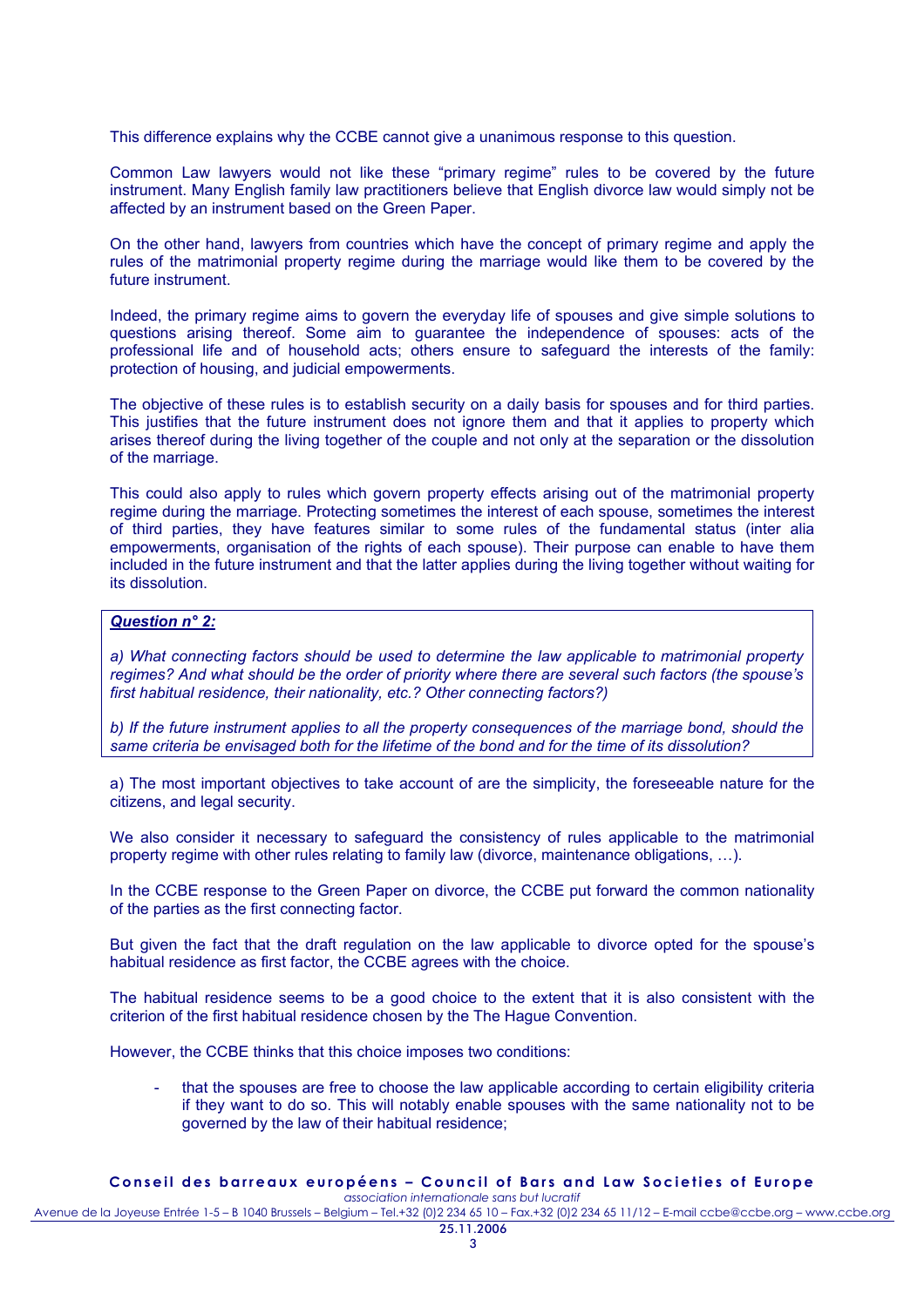This difference explains why the CCBE cannot give a unanimous response to this question.

Common Law lawyers would not like these "primary regime" rules to be covered by the future instrument. Many English family law practitioners believe that English divorce law would simply not be affected by an instrument based on the Green Paper.

On the other hand, lawyers from countries which have the concept of primary regime and apply the rules of the matrimonial property regime during the marriage would like them to be covered by the future instrument.

Indeed, the primary regime aims to govern the everyday life of spouses and give simple solutions to questions arising thereof. Some aim to guarantee the independence of spouses: acts of the professional life and of household acts; others ensure to safeguard the interests of the family: protection of housing, and judicial empowerments.

The objective of these rules is to establish security on a daily basis for spouses and for third parties. This justifies that the future instrument does not ignore them and that it applies to property which arises thereof during the living together of the couple and not only at the separation or the dissolution of the marriage.

This could also apply to rules which govern property effects arising out of the matrimonial property regime during the marriage. Protecting sometimes the interest of each spouse, sometimes the interest of third parties, they have features similar to some rules of the fundamental status (inter alia empowerments, organisation of the rights of each spouse). Their purpose can enable to have them included in the future instrument and that the latter applies during the living together without waiting for its dissolution.

***Question n° 2:***

*a) What connecting factors should be used to determine the law applicable to matrimonial property regimes? And what should be the order of priority where there are several such factors (the spouse's first habitual residence, their nationality, etc.? Other connecting factors?)*

*b) If the future instrument applies to all the property consequences of the marriage bond, should the same criteria be envisaged both for the lifetime of the bond and for the time of its dissolution?*

a) The most important objectives to take account of are the simplicity, the foreseeable nature for the citizens, and legal security.

We also consider it necessary to safeguard the consistency of rules applicable to the matrimonial property regime with other rules relating to family law (divorce, maintenance obligations, …).

In the CCBE response to the Green Paper on divorce, the CCBE put forward the common nationality of the parties as the first connecting factor.

But given the fact that the draft regulation on the law applicable to divorce opted for the spouse's habitual residence as first factor, the CCBE agrees with the choice.

The habitual residence seems to be a good choice to the extent that it is also consistent with the criterion of the first habitual residence chosen by the The Hague Convention.

However, the CCBE thinks that this choice imposes two conditions:

- that the spouses are free to choose the law applicable according to certain eligibility criteria if they want to do so. This will notably enable spouses with the same nationality not to be governed by the law of their habitual residence;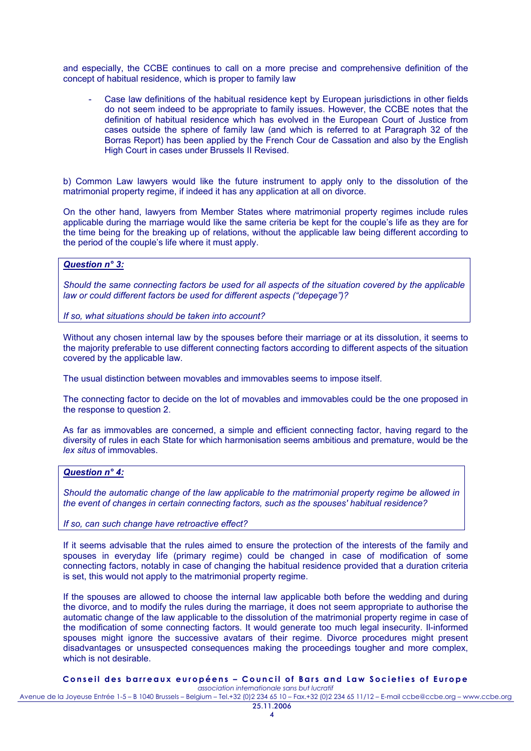and especially, the CCBE continues to call on a more precise and comprehensive definition of the concept of habitual residence, which is proper to family law

- Case law definitions of the habitual residence kept by European jurisdictions in other fields do not seem indeed to be appropriate to family issues. However, the CCBE notes that the definition of habitual residence which has evolved in the European Court of Justice from cases outside the sphere of family law (and which is referred to at Paragraph 32 of the Borras Report) has been applied by the French Cour de Cassation and also by the English High Court in cases under Brussels II Revised.

b) Common Law lawyers would like the future instrument to apply only to the dissolution of the matrimonial property regime, if indeed it has any application at all on divorce.

On the other hand, lawyers from Member States where matrimonial property regimes include rules applicable during the marriage would like the same criteria be kept for the couple's life as they are for the time being for the breaking up of relations, without the applicable law being different according to the period of the couple's life where it must apply.

***Question n° 3:***

*Should the same connecting factors be used for all aspects of the situation covered by the applicable law or could different factors be used for different aspects ("depeçage")?*

*If so, what situations should be taken into account?*

Without any chosen internal law by the spouses before their marriage or at its dissolution, it seems to the majority preferable to use different connecting factors according to different aspects of the situation covered by the applicable law.

The usual distinction between movables and immovables seems to impose itself.

The connecting factor to decide on the lot of movables and immovables could be the one proposed in the response to question 2.

As far as immovables are concerned, a simple and efficient connecting factor, having regard to the diversity of rules in each State for which harmonisation seems ambitious and premature, would be the *lex situs* of immovables.

***Question n° 4:***

*Should the automatic change of the law applicable to the matrimonial property regime be allowed in the event of changes in certain connecting factors, such as the spouses' habitual residence?*

*If so, can such change have retroactive effect?*

If it seems advisable that the rules aimed to ensure the protection of the interests of the family and spouses in everyday life (primary regime) could be changed in case of modification of some connecting factors, notably in case of changing the habitual residence provided that a duration criteria is set, this would not apply to the matrimonial property regime.

If the spouses are allowed to choose the internal law applicable both before the wedding and during the divorce, and to modify the rules during the marriage, it does not seem appropriate to authorise the automatic change of the law applicable to the dissolution of the matrimonial property regime in case of the modification of some connecting factors. It would generate too much legal insecurity. Ill-informed spouses might ignore the successive avatars of their regime. Divorce procedures might present disadvantages or unsuspected consequences making the proceedings tougher and more complex, which is not desirable.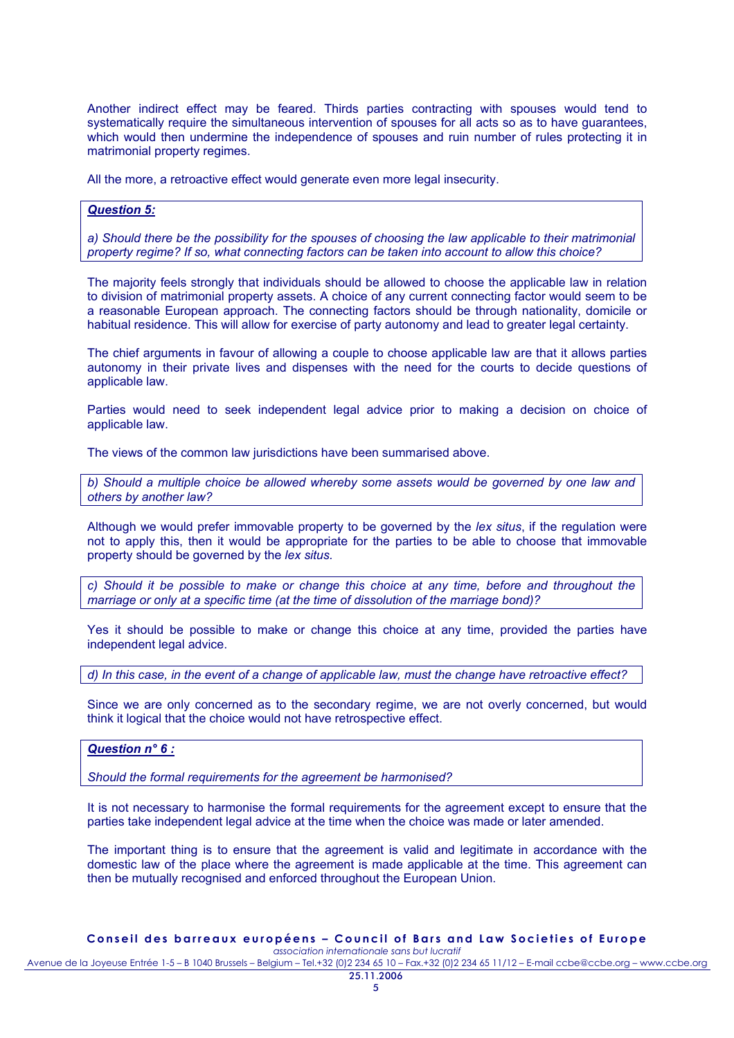Another indirect effect may be feared. Thirds parties contracting with spouses would tend to systematically require the simultaneous intervention of spouses for all acts so as to have guarantees, which would then undermine the independence of spouses and ruin number of rules protecting it in matrimonial property regimes.

All the more, a retroactive effect would generate even more legal insecurity.

***Question 5:***

*a) Should there be the possibility for the spouses of choosing the law applicable to their matrimonial property regime? If so, what connecting factors can be taken into account to allow this choice?*

The majority feels strongly that individuals should be allowed to choose the applicable law in relation to division of matrimonial property assets. A choice of any current connecting factor would seem to be a reasonable European approach. The connecting factors should be through nationality, domicile or habitual residence. This will allow for exercise of party autonomy and lead to greater legal certainty.

The chief arguments in favour of allowing a couple to choose applicable law are that it allows parties autonomy in their private lives and dispenses with the need for the courts to decide questions of applicable law.

Parties would need to seek independent legal advice prior to making a decision on choice of applicable law.

The views of the common law jurisdictions have been summarised above.

*b) Should a multiple choice be allowed whereby some assets would be governed by one law and others by another law?*

Although we would prefer immovable property to be governed by the *lex situs*, if the regulation were not to apply this, then it would be appropriate for the parties to be able to choose that immovable property should be governed by the *lex situs.*

*c) Should it be possible to make or change this choice at any time, before and throughout the marriage or only at a specific time (at the time of dissolution of the marriage bond)?*

Yes it should be possible to make or change this choice at any time, provided the parties have independent legal advice.

*d) In this case, in the event of a change of applicable law, must the change have retroactive effect?*

Since we are only concerned as to the secondary regime, we are not overly concerned, but would think it logical that the choice would not have retrospective effect.

***Question n° 6 :***

*Should the formal requirements for the agreement be harmonised?*

It is not necessary to harmonise the formal requirements for the agreement except to ensure that the parties take independent legal advice at the time when the choice was made or later amended.

The important thing is to ensure that the agreement is valid and legitimate in accordance with the domestic law of the place where the agreement is made applicable at the time. This agreement can then be mutually recognised and enforced throughout the European Union.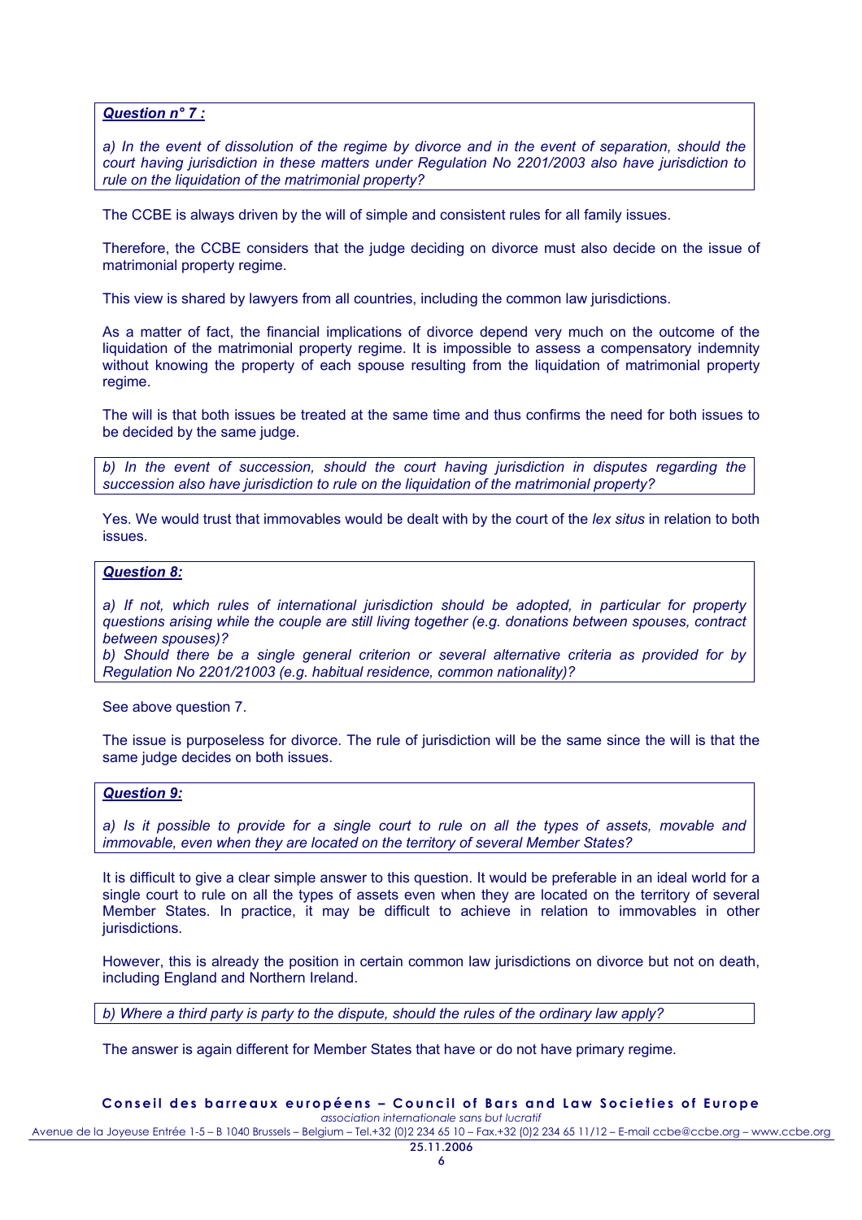***Question n° 7 :***

*a) In the event of dissolution of the regime by divorce and in the event of separation, should the court having jurisdiction in these matters under Regulation No 2201/2003 also have jurisdiction to rule on the liquidation of the matrimonial property?*

The CCBE is always driven by the will of simple and consistent rules for all family issues.

Therefore, the CCBE considers that the judge deciding on divorce must also decide on the issue of matrimonial property regime.

This view is shared by lawyers from all countries, including the common law jurisdictions.

As a matter of fact, the financial implications of divorce depend very much on the outcome of the liquidation of the matrimonial property regime. It is impossible to assess a compensatory indemnity without knowing the property of each spouse resulting from the liquidation of matrimonial property regime.

The will is that both issues be treated at the same time and thus confirms the need for both issues to be decided by the same judge.

*b) In the event of succession, should the court having jurisdiction in disputes regarding the succession also have jurisdiction to rule on the liquidation of the matrimonial property?*

Yes. We would trust that immovables would be dealt with by the court of the *lex situs* in relation to both issues.

***Question 8:***

*a) If not, which rules of international jurisdiction should be adopted, in particular for property questions arising while the couple are still living together (e.g. donations between spouses, contract between spouses)?*
*b) Should there be a single general criterion or several alternative criteria as provided for by Regulation No 2201/21003 (e.g. habitual residence, common nationality)?*

See above question 7.

The issue is purposeless for divorce. The rule of jurisdiction will be the same since the will is that the same judge decides on both issues.

***Question 9:***

*a) Is it possible to provide for a single court to rule on all the types of assets, movable and immovable, even when they are located on the territory of several Member States?*

It is difficult to give a clear simple answer to this question. It would be preferable in an ideal world for a single court to rule on all the types of assets even when they are located on the territory of several Member States. In practice, it may be difficult to achieve in relation to immovables in other jurisdictions.

However, this is already the position in certain common law jurisdictions on divorce but not on death, including England and Northern Ireland.

*b) Where a third party is party to the dispute, should the rules of the ordinary law apply?*

The answer is again different for Member States that have or do not have primary regime.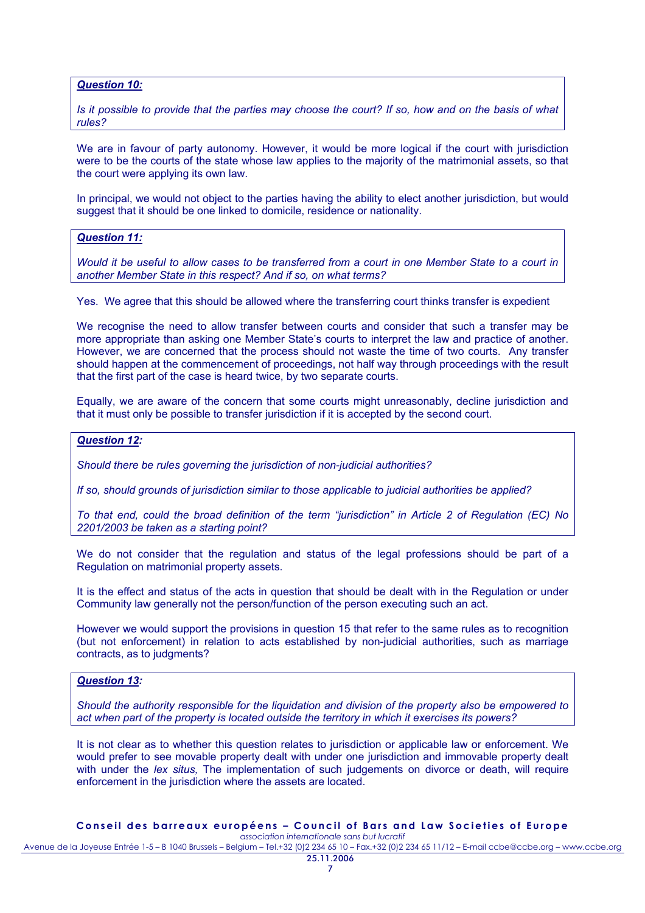***Question 10:***

*Is it possible to provide that the parties may choose the court? If so, how and on the basis of what rules?*

We are in favour of party autonomy. However, it would be more logical if the court with jurisdiction were to be the courts of the state whose law applies to the majority of the matrimonial assets, so that the court were applying its own law.

In principal, we would not object to the parties having the ability to elect another jurisdiction, but would suggest that it should be one linked to domicile, residence or nationality.

***Question 11:***

*Would it be useful to allow cases to be transferred from a court in one Member State to a court in another Member State in this respect? And if so, on what terms?*

Yes. We agree that this should be allowed where the transferring court thinks transfer is expedient

We recognise the need to allow transfer between courts and consider that such a transfer may be more appropriate than asking one Member State's courts to interpret the law and practice of another. However, we are concerned that the process should not waste the time of two courts. Any transfer should happen at the commencement of proceedings, not half way through proceedings with the result that the first part of the case is heard twice, by two separate courts.

Equally, we are aware of the concern that some courts might unreasonably, decline jurisdiction and that it must only be possible to transfer jurisdiction if it is accepted by the second court.

***Question 12:***

*Should there be rules governing the jurisdiction of non-judicial authorities?*

*If so, should grounds of jurisdiction similar to those applicable to judicial authorities be applied?*

*To that end, could the broad definition of the term "jurisdiction" in Article 2 of Regulation (EC) No 2201/2003 be taken as a starting point?*

We do not consider that the regulation and status of the legal professions should be part of a Regulation on matrimonial property assets.

It is the effect and status of the acts in question that should be dealt with in the Regulation or under Community law generally not the person/function of the person executing such an act.

However we would support the provisions in question 15 that refer to the same rules as to recognition (but not enforcement) in relation to acts established by non-judicial authorities, such as marriage contracts, as to judgments?

***Question 13:***

*Should the authority responsible for the liquidation and division of the property also be empowered to act when part of the property is located outside the territory in which it exercises its powers?*

It is not clear as to whether this question relates to jurisdiction or applicable law or enforcement. We would prefer to see movable property dealt with under one jurisdiction and immovable property dealt with under the *lex situs,* The implementation of such judgements on divorce or death, will require enforcement in the jurisdiction where the assets are located.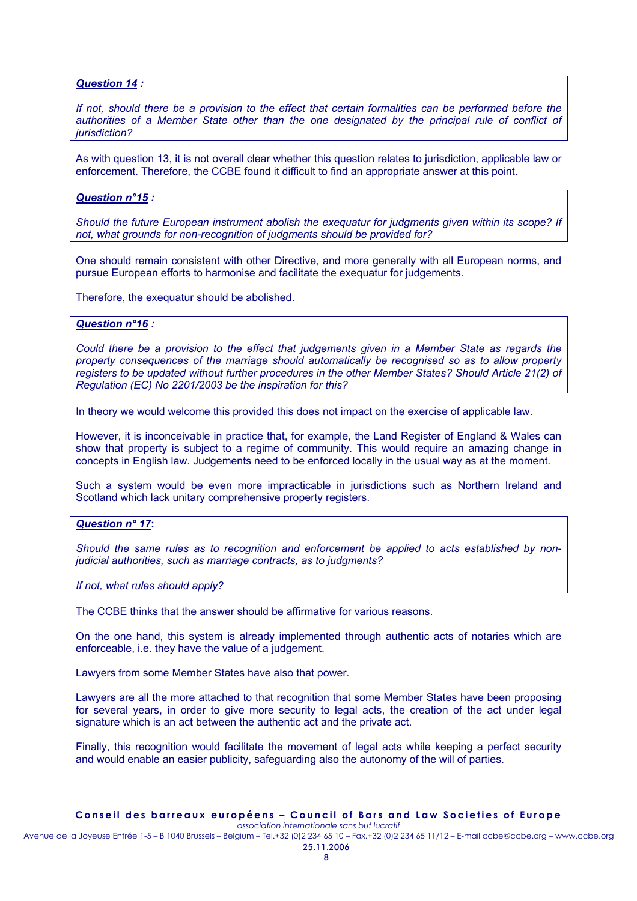***Question 14*** **:**

*If not, should there be a provision to the effect that certain formalities can be performed before the authorities of a Member State other than the one designated by the principal rule of conflict of jurisdiction?*

As with question 13, it is not overall clear whether this question relates to jurisdiction, applicable law or enforcement. Therefore, the CCBE found it difficult to find an appropriate answer at this point.

***Question n°15*** **:**

*Should the future European instrument abolish the exequatur for judgments given within its scope? If not, what grounds for non-recognition of judgments should be provided for?*

One should remain consistent with other Directive, and more generally with all European norms, and pursue European efforts to harmonise and facilitate the exequatur for judgements.

Therefore, the exequatur should be abolished.

***Question n°16*** **:**

*Could there be a provision to the effect that judgements given in a Member State as regards the property consequences of the marriage should automatically be recognised so as to allow property registers to be updated without further procedures in the other Member States? Should Article 21(2) of Regulation (EC) No 2201/2003 be the inspiration for this?*

In theory we would welcome this provided this does not impact on the exercise of applicable law.

However, it is inconceivable in practice that, for example, the Land Register of England & Wales can show that property is subject to a regime of community. This would require an amazing change in concepts in English law. Judgements need to be enforced locally in the usual way as at the moment.

Such a system would be even more impracticable in jurisdictions such as Northern Ireland and Scotland which lack unitary comprehensive property registers.

***Question n° 17*****:**

*Should the same rules as to recognition and enforcement be applied to acts established by non-judicial authorities, such as marriage contracts, as to judgments?*

*If not, what rules should apply?*

The CCBE thinks that the answer should be affirmative for various reasons.

On the one hand, this system is already implemented through authentic acts of notaries which are enforceable, i.e. they have the value of a judgement.

Lawyers from some Member States have also that power.

Lawyers are all the more attached to that recognition that some Member States have been proposing for several years, in order to give more security to legal acts, the creation of the act under legal signature which is an act between the authentic act and the private act.

Finally, this recognition would facilitate the movement of legal acts while keeping a perfect security and would enable an easier publicity, safeguarding also the autonomy of the will of parties.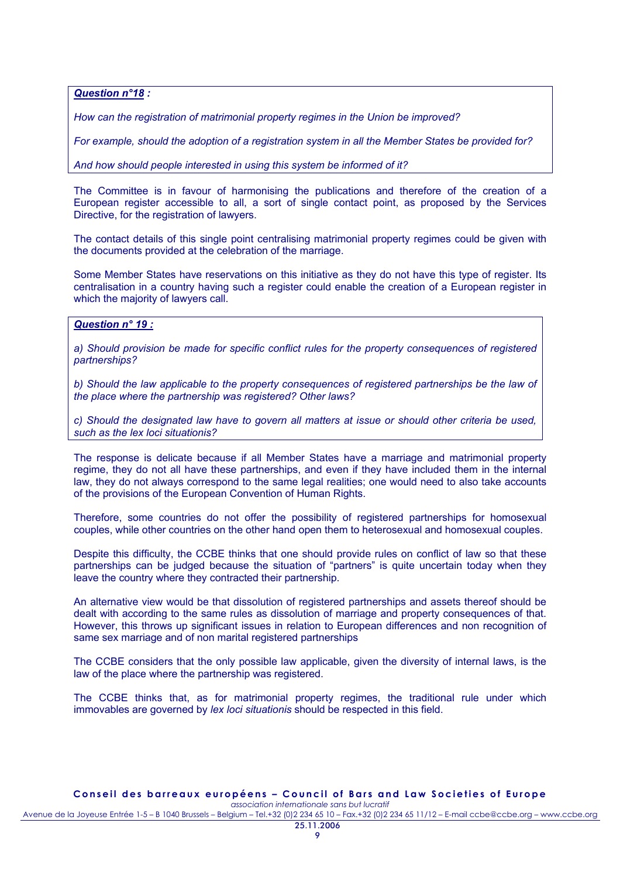***Question n°18 :***

*How can the registration of matrimonial property regimes in the Union be improved?*

*For example, should the adoption of a registration system in all the Member States be provided for?*

*And how should people interested in using this system be informed of it?*

The Committee is in favour of harmonising the publications and therefore of the creation of a European register accessible to all, a sort of single contact point, as proposed by the Services Directive, for the registration of lawyers.

The contact details of this single point centralising matrimonial property regimes could be given with the documents provided at the celebration of the marriage.

Some Member States have reservations on this initiative as they do not have this type of register. Its centralisation in a country having such a register could enable the creation of a European register in which the majority of lawyers call.

***Question n° 19 :***

*a) Should provision be made for specific conflict rules for the property consequences of registered partnerships?*

*b) Should the law applicable to the property consequences of registered partnerships be the law of the place where the partnership was registered? Other laws?*

*c) Should the designated law have to govern all matters at issue or should other criteria be used, such as the lex loci situationis?*

The response is delicate because if all Member States have a marriage and matrimonial property regime, they do not all have these partnerships, and even if they have included them in the internal law, they do not always correspond to the same legal realities; one would need to also take accounts of the provisions of the European Convention of Human Rights.

Therefore, some countries do not offer the possibility of registered partnerships for homosexual couples, while other countries on the other hand open them to heterosexual and homosexual couples.

Despite this difficulty, the CCBE thinks that one should provide rules on conflict of law so that these partnerships can be judged because the situation of "partners" is quite uncertain today when they leave the country where they contracted their partnership.

An alternative view would be that dissolution of registered partnerships and assets thereof should be dealt with according to the same rules as dissolution of marriage and property consequences of that. However, this throws up significant issues in relation to European differences and non recognition of same sex marriage and of non marital registered partnerships

The CCBE considers that the only possible law applicable, given the diversity of internal laws, is the law of the place where the partnership was registered.

The CCBE thinks that, as for matrimonial property regimes, the traditional rule under which immovables are governed by *lex loci situationis* should be respected in this field.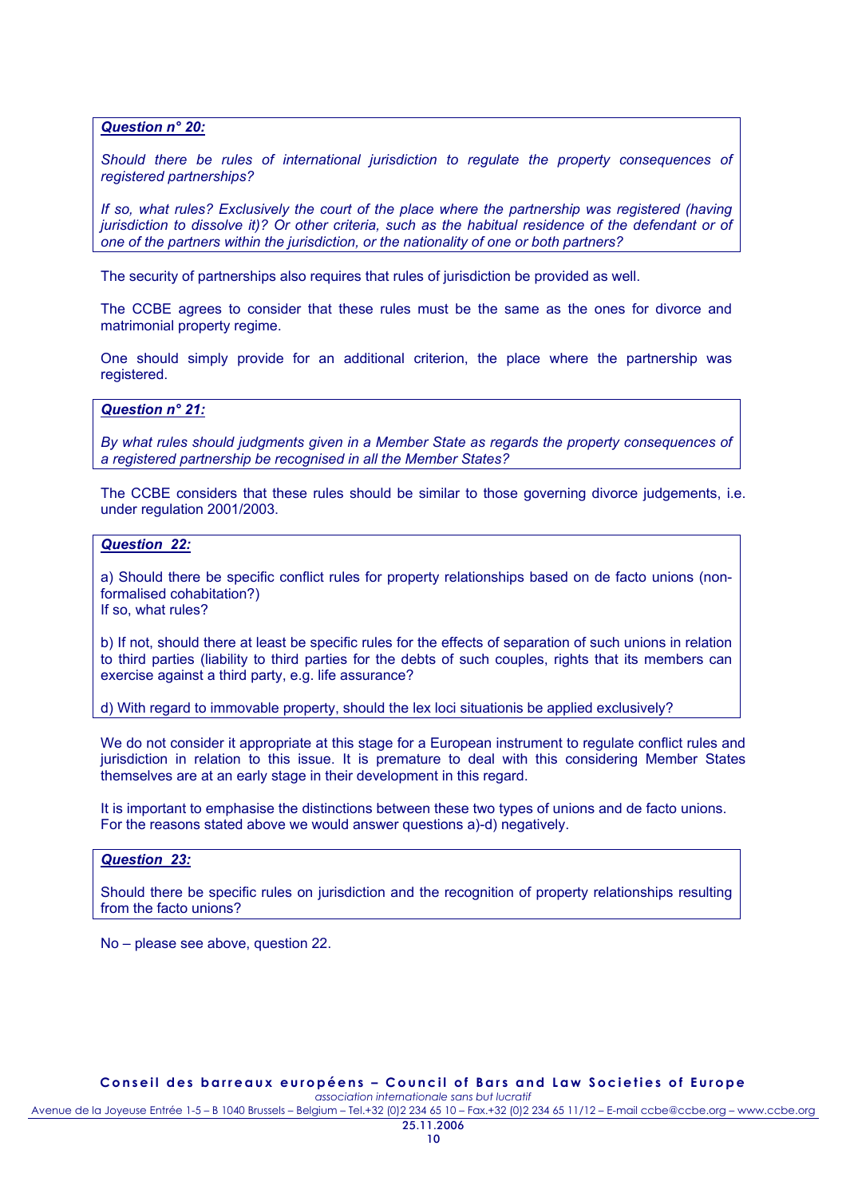***Question n° 20:***

*Should there be rules of international jurisdiction to regulate the property consequences of registered partnerships?*

*If so, what rules? Exclusively the court of the place where the partnership was registered (having jurisdiction to dissolve it)? Or other criteria, such as the habitual residence of the defendant or of one of the partners within the jurisdiction, or the nationality of one or both partners?*

The security of partnerships also requires that rules of jurisdiction be provided as well.

The CCBE agrees to consider that these rules must be the same as the ones for divorce and matrimonial property regime.

One should simply provide for an additional criterion, the place where the partnership was registered.

***Question n° 21:***

*By what rules should judgments given in a Member State as regards the property consequences of a registered partnership be recognised in all the Member States?*

The CCBE considers that these rules should be similar to those governing divorce judgements, i.e. under regulation 2001/2003.

***Question 22:***

a) Should there be specific conflict rules for property relationships based on de facto unions (non-formalised cohabitation?)
If so, what rules?

b) If not, should there at least be specific rules for the effects of separation of such unions in relation to third parties (liability to third parties for the debts of such couples, rights that its members can exercise against a third party, e.g. life assurance?

d) With regard to immovable property, should the lex loci situationis be applied exclusively?

We do not consider it appropriate at this stage for a European instrument to regulate conflict rules and jurisdiction in relation to this issue. It is premature to deal with this considering Member States themselves are at an early stage in their development in this regard.

It is important to emphasise the distinctions between these two types of unions and de facto unions.
For the reasons stated above we would answer questions a)-d) negatively.

***Question 23:***

Should there be specific rules on jurisdiction and the recognition of property relationships resulting from the facto unions?

No – please see above, question 22.